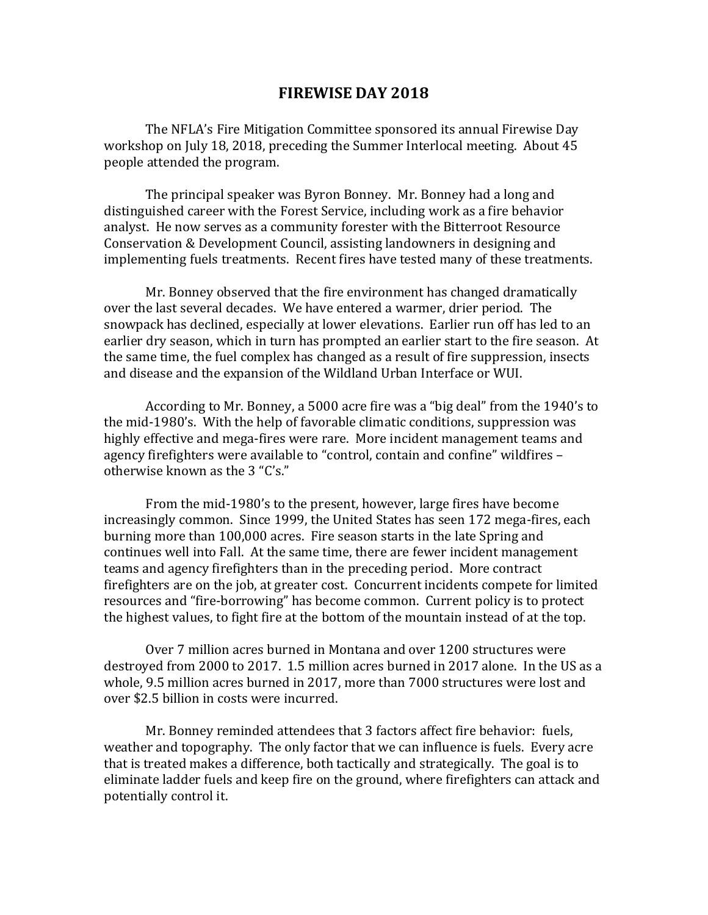# FIREWISE DAY 2018

The NFLA's Fire Mitigation Committee sponsored its annual Firewise Day workshop on July 18, 2018, preceding the Summer Interlocal meeting. About 45 people attended the program.

The principal speaker was Byron Bonney. Mr. Bonney had a long and distinguished career with the Forest Service, including work as a fire behavior analyst. He now serves as a community forester with the Bitterroot Resource Conservation & Development Council, assisting landowners in designing and implementing fuels treatments. Recent fires have tested many of these treatments.

Mr. Bonney observed that the fire environment has changed dramatically over the last several decades. We have entered a warmer, drier period. The snowpack has declined, especially at lower elevations. Earlier run off has led to an earlier dry season, which in turn has prompted an earlier start to the fire season. At the same time, the fuel complex has changed as a result of fire suppression, insects and disease and the expansion of the Wildland Urban Interface or WUI.

According to Mr. Bonney, a 5000 acre fire was a "big deal" from the 1940's to the mid-1980's. With the help of favorable climatic conditions, suppression was highly effective and mega-fires were rare. More incident management teams and agency firefighters were available to "control, contain and confine" wildfires – otherwise known as the 3 "C's."

From the mid-1980's to the present, however, large fires have become increasingly common. Since 1999, the United States has seen 172 mega-fires, each burning more than 100,000 acres. Fire season starts in the late Spring and continues well into Fall. At the same time, there are fewer incident management teams and agency firefighters than in the preceding period. More contract firefighters are on the job, at greater cost. Concurrent incidents compete for limited resources and "fire-borrowing" has become common. Current policy is to protect the highest values, to fight fire at the bottom of the mountain instead of at the top.

Over 7 million acres burned in Montana and over 1200 structures were destroyed from 2000 to 2017. 1.5 million acres burned in 2017 alone. In the US as a whole, 9.5 million acres burned in 2017, more than 7000 structures were lost and over $2.5 billion in costs were incurred.

Mr. Bonney reminded attendees that 3 factors affect fire behavior: fuels, weather and topography. The only factor that we can influence is fuels. Every acre that is treated makes a difference, both tactically and strategically. The goal is to eliminate ladder fuels and keep fire on the ground, where firefighters can attack and potentially control it.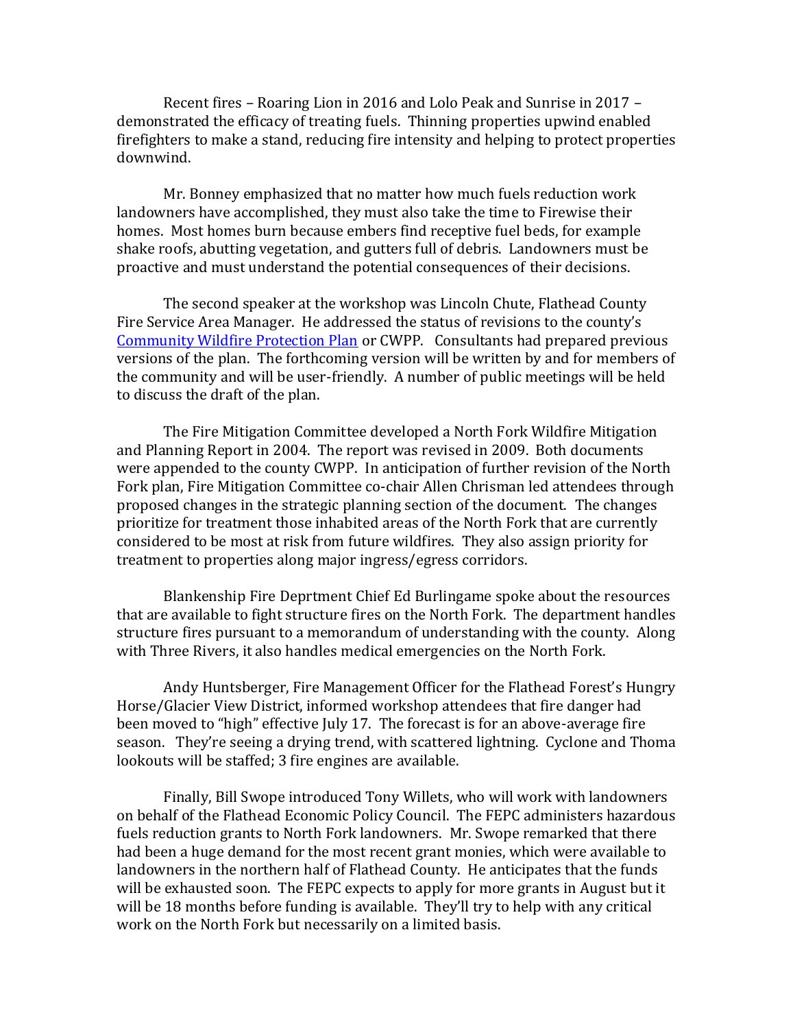Recent fires – Roaring Lion in 2016 and Lolo Peak and Sunrise in 2017 – demonstrated the efficacy of treating fuels. Thinning properties upwind enabled firefighters to make a stand, reducing fire intensity and helping to protect properties downwind.

Mr. Bonney emphasized that no matter how much fuels reduction work landowners have accomplished, they must also take the time to Firewise their homes. Most homes burn because embers find receptive fuel beds, for example shake roofs, abutting vegetation, and gutters full of debris. Landowners must be proactive and must understand the potential consequences of their decisions.

The second speaker at the workshop was Lincoln Chute, Flathead County Fire Service Area Manager. He addressed the status of revisions to the county's Community Wildfire Protection Plan or CWPP. Consultants had prepared previous versions of the plan. The forthcoming version will be written by and for members of the community and will be user-friendly. A number of public meetings will be held to discuss the draft of the plan.

The Fire Mitigation Committee developed a North Fork Wildfire Mitigation and Planning Report in 2004. The report was revised in 2009. Both documents were appended to the county CWPP. In anticipation of further revision of the North Fork plan, Fire Mitigation Committee co-chair Allen Chrisman led attendees through proposed changes in the strategic planning section of the document. The changes prioritize for treatment those inhabited areas of the North Fork that are currently considered to be most at risk from future wildfires. They also assign priority for treatment to properties along major ingress/egress corridors.

Blankenship Fire Deprtment Chief Ed Burlingame spoke about the resources that are available to fight structure fires on the North Fork. The department handles structure fires pursuant to a memorandum of understanding with the county. Along with Three Rivers, it also handles medical emergencies on the North Fork.

Andy Huntsberger, Fire Management Officer for the Flathead Forest's Hungry Horse/Glacier View District, informed workshop attendees that fire danger had been moved to "high" effective July 17. The forecast is for an above-average fire season. They're seeing a drying trend, with scattered lightning. Cyclone and Thoma lookouts will be staffed; 3 fire engines are available.

Finally, Bill Swope introduced Tony Willets, who will work with landowners on behalf of the Flathead Economic Policy Council. The FEPC administers hazardous fuels reduction grants to North Fork landowners. Mr. Swope remarked that there had been a huge demand for the most recent grant monies, which were available to landowners in the northern half of Flathead County. He anticipates that the funds will be exhausted soon. The FEPC expects to apply for more grants in August but it will be 18 months before funding is available. They'll try to help with any critical work on the North Fork but necessarily on a limited basis.